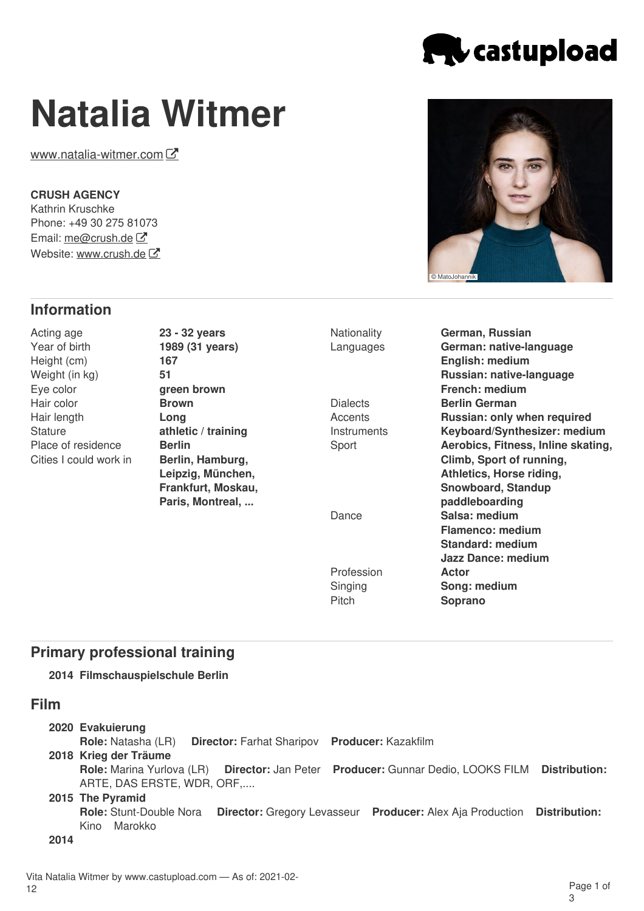# Natalia Witmer

www.natalia-witmer.com

**CRUSH AGENCY**
Kathrin Kruschke
Phone: +49 30 275 81073
Email: me@crush.de
Website: www.crush.de

© MatoJohannik

## Information

| | |
|---|---|
| Acting age | **23 - 32 years** |
| Year of birth | **1989 (31 years)** |
| Height (cm) | **167** |
| Weight (in kg) | **51** |
| Eye color | **green brown** |
| Hair color | **Brown** |
| Hair length | **Long** |
| Stature | **athletic / training** |
| Place of residence | **Berlin** |
| Cities I could work in | **Berlin, Hamburg, Leipzig, München, Frankfurt, Moskau, Paris, Montreal, ...** |
| Nationality | **German, Russian** |
| Languages | **German: native-language**<br>**English: medium**<br>**Russian: native-language**<br>**French: medium** |
| Dialects | **Berlin German** |
| Accents | **Russian: only when required** |
| Instruments | **Keyboard/Synthesizer: medium** |
| Sport | **Aerobics, Fitness, Inline skating, Climb, Sport of running, Athletics, Horse riding, Snowboard, Standup paddleboarding** |
| Dance | **Salsa: medium**<br>**Flamenco: medium**<br>**Standard: medium**<br>**Jazz Dance: medium** |
| Profession | **Actor** |
| Singing | **Song: medium** |
| Pitch | **Soprano** |

## Primary professional training

**2014 Filmschauspielschule Berlin**

## Film

**2020 Evakuierung**
**Role:** Natasha (LR) **Director:** Farhat Sharipov **Producer:** Kazakfilm

**2018 Krieg der Träume**
**Role:** Marina Yurlova (LR) **Director:** Jan Peter **Producer:** Gunnar Dedio, LOOKS FILM **Distribution:** ARTE, DAS ERSTE, WDR, ORF,....

**2015 The Pyramid**
**Role:** Stunt-Double Nora **Director:** Gregory Levasseur **Producer:** Alex Aja Production **Distribution:** Kino Marokko

**2014**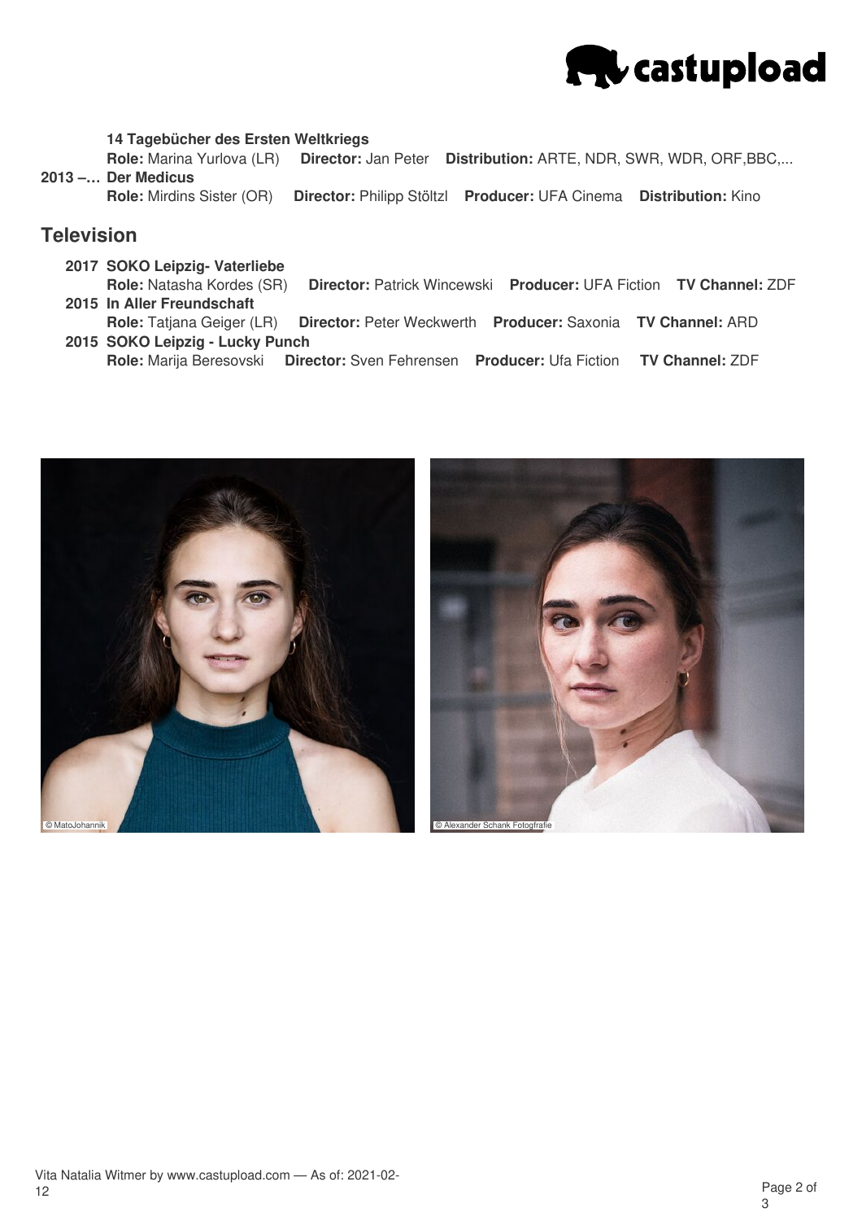**14 Tagebücher des Ersten Weltkriegs**
**Role:** Marina Yurlova (LR) **Director:** Jan Peter **Distribution:** ARTE, NDR, SWR, WDR, ORF,BBC,...

**2013 –… Der Medicus**
**Role:** Mirdins Sister (OR) **Director:** Philipp Stöltzl **Producer:** UFA Cinema **Distribution:** Kino

## Television

**2017 SOKO Leipzig- Vaterliebe**
**Role:** Natasha Kordes (SR) **Director:** Patrick Wincewski **Producer:** UFA Fiction **TV Channel:** ZDF

**2015 In Aller Freundschaft**
**Role:** Tatjana Geiger (LR) **Director:** Peter Weckwerth **Producer:** Saxonia **TV Channel:** ARD

**2015 SOKO Leipzig - Lucky Punch**
**Role:** Marija Beresovski **Director:** Sven Fehrensen **Producer:** Ufa Fiction **TV Channel:** ZDF

© MatoJohannik

© Alexander Schank Fotografie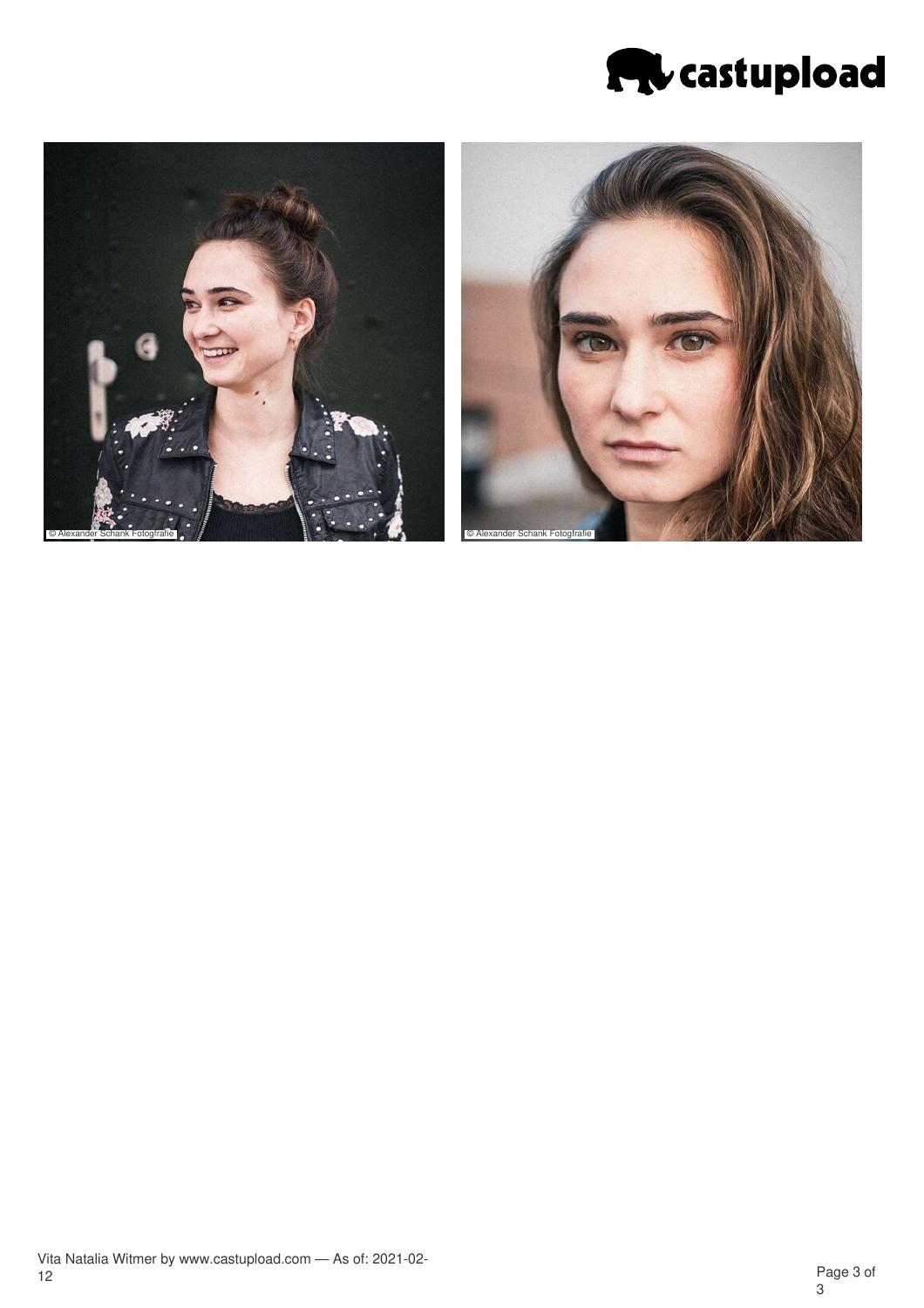© Alexander Schank Fotografie

© Alexander Schank Fotografie